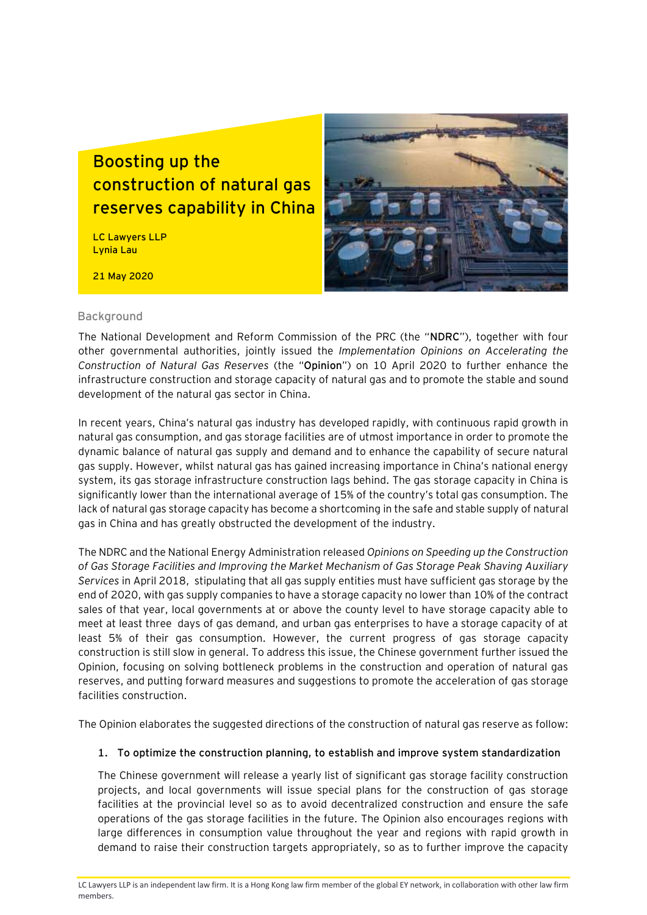# Boosting up the construction of natural gas reserves capability in China

**LC Lawyers LLP**
**Lynia Lau**

**21 May 2020**

## Background

The National Development and Reform Commission of the PRC (the "**NDRC**"), together with four other governmental authorities, jointly issued the *Implementation Opinions on Accelerating the Construction of Natural Gas Reserves* (the "**Opinion**") on 10 April 2020 to further enhance the infrastructure construction and storage capacity of natural gas and to promote the stable and sound development of the natural gas sector in China.

In recent years, China's natural gas industry has developed rapidly, with continuous rapid growth in natural gas consumption, and gas storage facilities are of utmost importance in order to promote the dynamic balance of natural gas supply and demand and to enhance the capability of secure natural gas supply. However, whilst natural gas has gained increasing importance in China's national energy system, its gas storage infrastructure construction lags behind. The gas storage capacity in China is significantly lower than the international average of 15% of the country's total gas consumption. The lack of natural gas storage capacity has become a shortcoming in the safe and stable supply of natural gas in China and has greatly obstructed the development of the industry.

The NDRC and the National Energy Administration released *Opinions on Speeding up the Construction of Gas Storage Facilities and Improving the Market Mechanism of Gas Storage Peak Shaving Auxiliary Services* in April 2018, stipulating that all gas supply entities must have sufficient gas storage by the end of 2020, with gas supply companies to have a storage capacity no lower than 10% of the contract sales of that year, local governments at or above the county level to have storage capacity able to meet at least three days of gas demand, and urban gas enterprises to have a storage capacity of at least 5% of their gas consumption. However, the current progress of gas storage capacity construction is still slow in general. To address this issue, the Chinese government further issued the Opinion, focusing on solving bottleneck problems in the construction and operation of natural gas reserves, and putting forward measures and suggestions to promote the acceleration of gas storage facilities construction.

The Opinion elaborates the suggested directions of the construction of natural gas reserve as follow:

1. **To optimize the construction planning, to establish and improve system standardization**

   The Chinese government will release a yearly list of significant gas storage facility construction projects, and local governments will issue special plans for the construction of gas storage facilities at the provincial level so as to avoid decentralized construction and ensure the safe operations of the gas storage facilities in the future. The Opinion also encourages regions with large differences in consumption value throughout the year and regions with rapid growth in demand to raise their construction targets appropriately, so as to further improve the capacity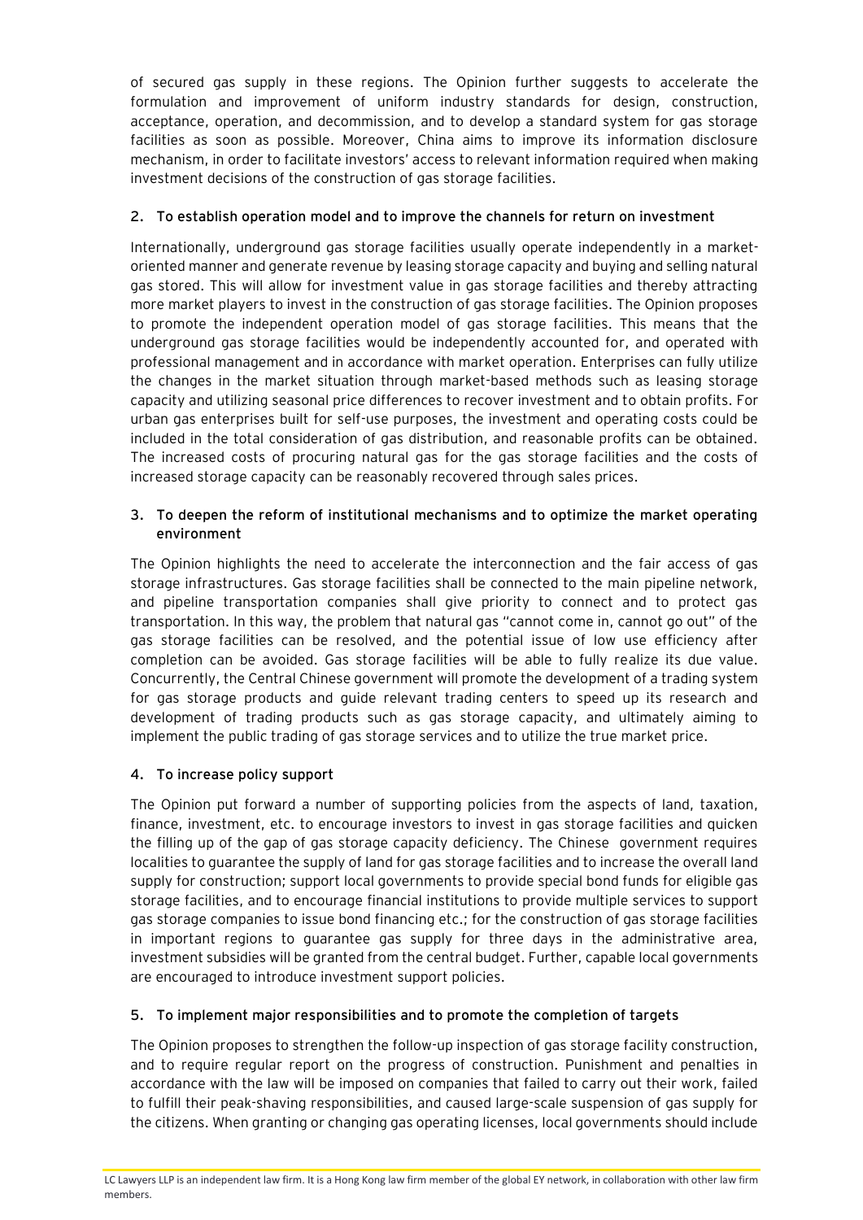of secured gas supply in these regions. The Opinion further suggests to accelerate the formulation and improvement of uniform industry standards for design, construction, acceptance, operation, and decommission, and to develop a standard system for gas storage facilities as soon as possible. Moreover, China aims to improve its information disclosure mechanism, in order to facilitate investors' access to relevant information required when making investment decisions of the construction of gas storage facilities.

## 2. To establish operation model and to improve the channels for return on investment

Internationally, underground gas storage facilities usually operate independently in a market-oriented manner and generate revenue by leasing storage capacity and buying and selling natural gas stored. This will allow for investment value in gas storage facilities and thereby attracting more market players to invest in the construction of gas storage facilities. The Opinion proposes to promote the independent operation model of gas storage facilities. This means that the underground gas storage facilities would be independently accounted for, and operated with professional management and in accordance with market operation. Enterprises can fully utilize the changes in the market situation through market-based methods such as leasing storage capacity and utilizing seasonal price differences to recover investment and to obtain profits. For urban gas enterprises built for self-use purposes, the investment and operating costs could be included in the total consideration of gas distribution, and reasonable profits can be obtained. The increased costs of procuring natural gas for the gas storage facilities and the costs of increased storage capacity can be reasonably recovered through sales prices.

## 3. To deepen the reform of institutional mechanisms and to optimize the market operating environment

The Opinion highlights the need to accelerate the interconnection and the fair access of gas storage infrastructures. Gas storage facilities shall be connected to the main pipeline network, and pipeline transportation companies shall give priority to connect and to protect gas transportation. In this way, the problem that natural gas "cannot come in, cannot go out" of the gas storage facilities can be resolved, and the potential issue of low use efficiency after completion can be avoided. Gas storage facilities will be able to fully realize its due value. Concurrently, the Central Chinese government will promote the development of a trading system for gas storage products and guide relevant trading centers to speed up its research and development of trading products such as gas storage capacity, and ultimately aiming to implement the public trading of gas storage services and to utilize the true market price.

## 4. To increase policy support

The Opinion put forward a number of supporting policies from the aspects of land, taxation, finance, investment, etc. to encourage investors to invest in gas storage facilities and quicken the filling up of the gap of gas storage capacity deficiency. The Chinese government requires localities to guarantee the supply of land for gas storage facilities and to increase the overall land supply for construction; support local governments to provide special bond funds for eligible gas storage facilities, and to encourage financial institutions to provide multiple services to support gas storage companies to issue bond financing etc.; for the construction of gas storage facilities in important regions to guarantee gas supply for three days in the administrative area, investment subsidies will be granted from the central budget. Further, capable local governments are encouraged to introduce investment support policies.

## 5. To implement major responsibilities and to promote the completion of targets

The Opinion proposes to strengthen the follow-up inspection of gas storage facility construction, and to require regular report on the progress of construction. Punishment and penalties in accordance with the law will be imposed on companies that failed to carry out their work, failed to fulfill their peak-shaving responsibilities, and caused large-scale suspension of gas supply for the citizens. When granting or changing gas operating licenses, local governments should include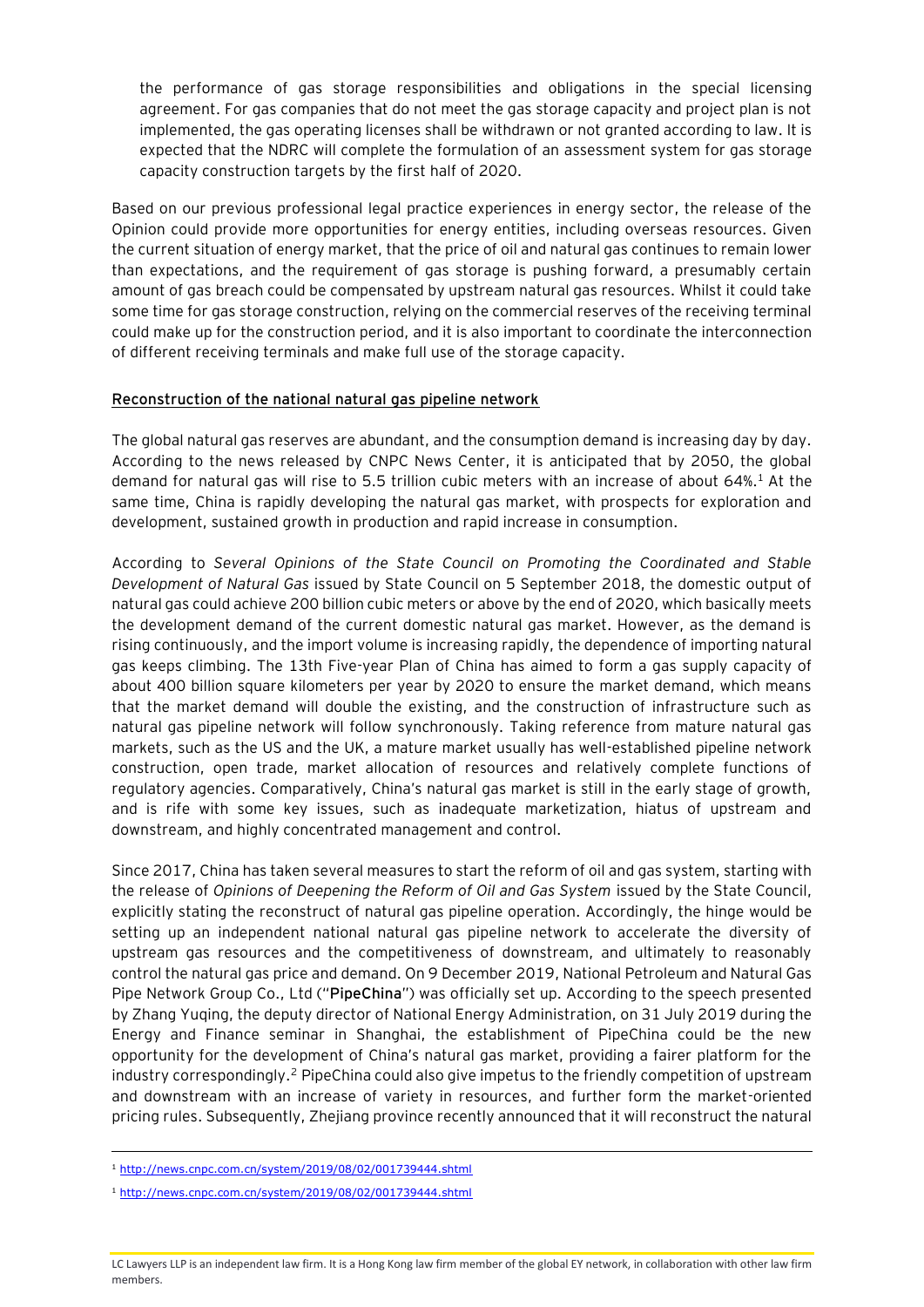the performance of gas storage responsibilities and obligations in the special licensing agreement. For gas companies that do not meet the gas storage capacity and project plan is not implemented, the gas operating licenses shall be withdrawn or not granted according to law. It is expected that the NDRC will complete the formulation of an assessment system for gas storage capacity construction targets by the first half of 2020.

Based on our previous professional legal practice experiences in energy sector, the release of the Opinion could provide more opportunities for energy entities, including overseas resources. Given the current situation of energy market, that the price of oil and natural gas continues to remain lower than expectations, and the requirement of gas storage is pushing forward, a presumably certain amount of gas breach could be compensated by upstream natural gas resources. Whilst it could take some time for gas storage construction, relying on the commercial reserves of the receiving terminal could make up for the construction period, and it is also important to coordinate the interconnection of different receiving terminals and make full use of the storage capacity.

**Reconstruction of the national natural gas pipeline network**

The global natural gas reserves are abundant, and the consumption demand is increasing day by day. According to the news released by CNPC News Center, it is anticipated that by 2050, the global demand for natural gas will rise to 5.5 trillion cubic meters with an increase of about 64%.[1] At the same time, China is rapidly developing the natural gas market, with prospects for exploration and development, sustained growth in production and rapid increase in consumption.

According to *Several Opinions of the State Council on Promoting the Coordinated and Stable Development of Natural Gas* issued by State Council on 5 September 2018, the domestic output of natural gas could achieve 200 billion cubic meters or above by the end of 2020, which basically meets the development demand of the current domestic natural gas market. However, as the demand is rising continuously, and the import volume is increasing rapidly, the dependence of importing natural gas keeps climbing. The 13th Five-year Plan of China has aimed to form a gas supply capacity of about 400 billion square kilometers per year by 2020 to ensure the market demand, which means that the market demand will double the existing, and the construction of infrastructure such as natural gas pipeline network will follow synchronously. Taking reference from mature natural gas markets, such as the US and the UK, a mature market usually has well-established pipeline network construction, open trade, market allocation of resources and relatively complete functions of regulatory agencies. Comparatively, China's natural gas market is still in the early stage of growth, and is rife with some key issues, such as inadequate marketization, hiatus of upstream and downstream, and highly concentrated management and control.

Since 2017, China has taken several measures to start the reform of oil and gas system, starting with the release of *Opinions of Deepening the Reform of Oil and Gas System* issued by the State Council, explicitly stating the reconstruct of natural gas pipeline operation. Accordingly, the hinge would be setting up an independent national natural gas pipeline network to accelerate the diversity of upstream gas resources and the competitiveness of downstream, and ultimately to reasonably control the natural gas price and demand. On 9 December 2019, National Petroleum and Natural Gas Pipe Network Group Co., Ltd ("**PipeChina**") was officially set up. According to the speech presented by Zhang Yuqing, the deputy director of National Energy Administration, on 31 July 2019 during the Energy and Finance seminar in Shanghai, the establishment of PipeChina could be the new opportunity for the development of China's natural gas market, providing a fairer platform for the industry correspondingly.[2] PipeChina could also give impetus to the friendly competition of upstream and downstream with an increase of variety in resources, and further form the market-oriented pricing rules. Subsequently, Zhejiang province recently announced that it will reconstruct the natural

---

[1] http://news.cnpc.com.cn/system/2019/08/02/001739444.shtml

[1] http://news.cnpc.com.cn/system/2019/08/02/001739444.shtml

LC Lawyers LLP is an independent law firm. It is a Hong Kong law firm member of the global EY network, in collaboration with other law firm members.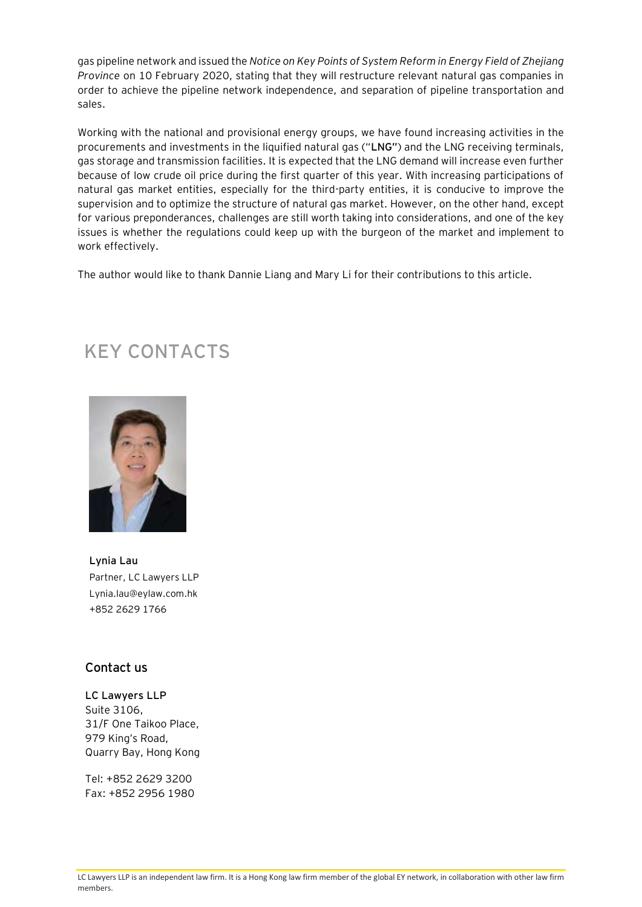gas pipeline network and issued the *Notice on Key Points of System Reform in Energy Field of Zhejiang Province* on 10 February 2020, stating that they will restructure relevant natural gas companies in order to achieve the pipeline network independence, and separation of pipeline transportation and sales.

Working with the national and provisional energy groups, we have found increasing activities in the procurements and investments in the liquified natural gas ("**LNG**") and the LNG receiving terminals, gas storage and transmission facilities. It is expected that the LNG demand will increase even further because of low crude oil price during the first quarter of this year. With increasing participations of natural gas market entities, especially for the third-party entities, it is conducive to improve the supervision and to optimize the structure of natural gas market. However, on the other hand, except for various preponderances, challenges are still worth taking into considerations, and one of the key issues is whether the regulations could keep up with the burgeon of the market and implement to work effectively.

The author would like to thank Dannie Liang and Mary Li for their contributions to this article.

## KEY CONTACTS

**Lynia Lau**
Partner, LC Lawyers LLP
Lynia.lau@eylaw.com.hk
+852 2629 1766

### Contact us

**LC Lawyers LLP**
Suite 3106,
31/F One Taikoo Place,
979 King's Road,
Quarry Bay, Hong Kong

Tel: +852 2629 3200
Fax: +852 2956 1980

LC Lawyers LLP is an independent law firm. It is a Hong Kong law firm member of the global EY network, in collaboration with other law firm members.